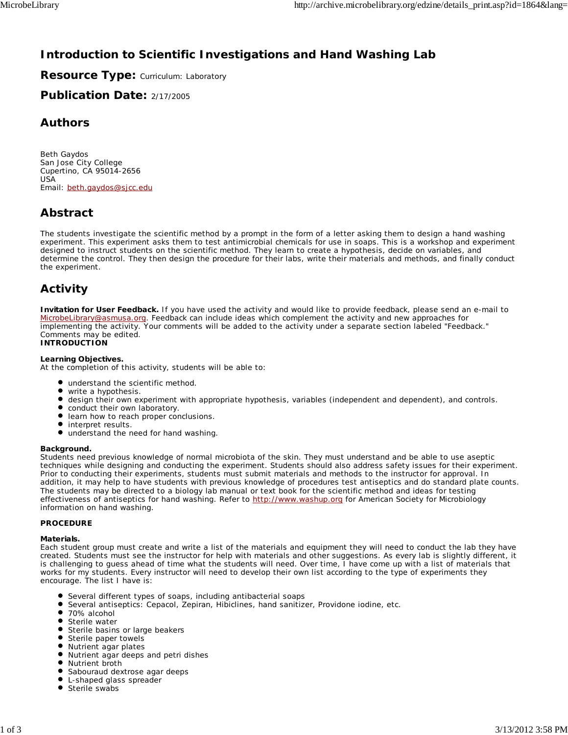# Introduction to Scientific Investigations and Hand Washing Lab

**Resource Type:** Curriculum: Laboratory

**Publication Date:** 2/17/2005

## Authors

Beth Gaydos
San Jose City College
Cupertino, CA 95014-2656
USA
Email: beth.gaydos@sjcc.edu

## Abstract

The students investigate the scientific method by a prompt in the form of a letter asking them to design a hand washing experiment. This experiment asks them to test antimicrobial chemicals for use in soaps. This is a workshop and experiment designed to instruct students on the scientific method. They learn to create a hypothesis, decide on variables, and determine the control. They then design the procedure for their labs, write their materials and methods, and finally conduct the experiment.

## Activity

**Invitation for User Feedback.** If you have used the activity and would like to provide feedback, please send an e-mail to MicrobeLibrary@asmusa.org. Feedback can include ideas which complement the activity and new approaches for implementing the activity. Your comments will be added to the activity under a separate section labeled "Feedback." Comments may be edited.

**INTRODUCTION**

**Learning Objectives.**
At the completion of this activity, students will be able to:

- understand the scientific method.
- write a hypothesis.
- design their own experiment with appropriate hypothesis, variables (independent and dependent), and controls.
- conduct their own laboratory.
- learn how to reach proper conclusions.
- interpret results.
- understand the need for hand washing.

**Background.**
Students need previous knowledge of normal microbiota of the skin. They must understand and be able to use aseptic techniques while designing and conducting the experiment. Students should also address safety issues for their experiment. Prior to conducting their experiments, students must submit materials and methods to the instructor for approval. In addition, it may help to have students with previous knowledge of procedures test antiseptics and do standard plate counts. The students may be directed to a biology lab manual or text book for the scientific method and ideas for testing effectiveness of antiseptics for hand washing. Refer to http://www.washup.org for American Society for Microbiology information on hand washing.

**PROCEDURE**

**Materials.**
Each student group must create and write a list of the materials and equipment they will need to conduct the lab they have created. Students must see the instructor for help with materials and other suggestions. As every lab is slightly different, it is challenging to guess ahead of time what the students will need. Over time, I have come up with a list of materials that works for my students. Every instructor will need to develop their own list according to the type of experiments they encourage. The list I have is:

- Several different types of soaps, including antibacterial soaps
- Several antiseptics: Cepacol, Zepiran, Hibiclines, hand sanitizer, Providone iodine, etc.
- 70% alcohol
- Sterile water
- Sterile basins or large beakers
- Sterile paper towels
- Nutrient agar plates
- Nutrient agar deeps and petri dishes
- Nutrient broth
- Sabouraud dextrose agar deeps
- L-shaped glass spreader
- Sterile swabs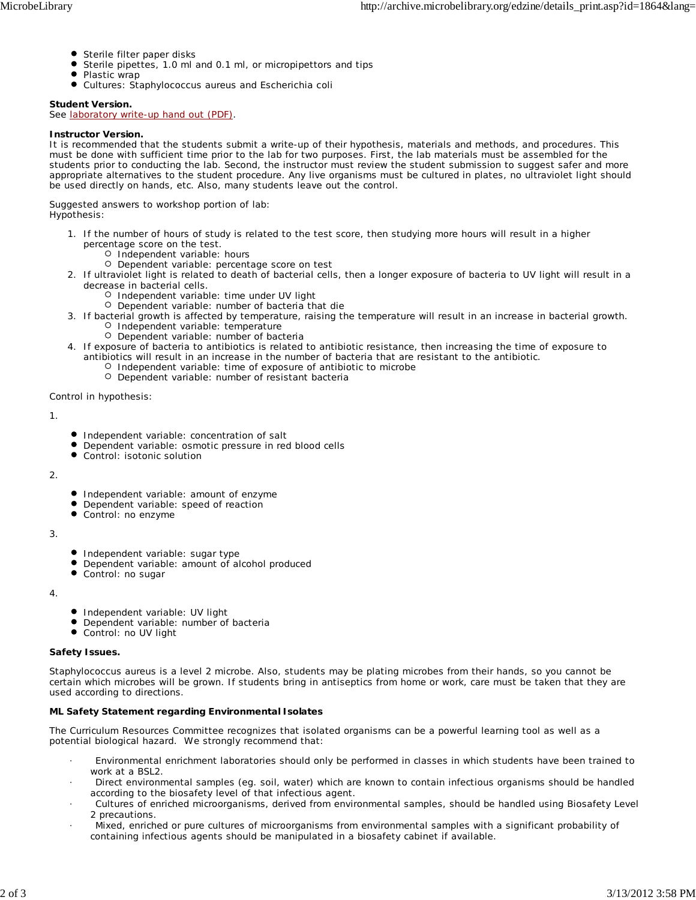- Sterile filter paper disks
- Sterile pipettes, 1.0 ml and 0.1 ml, or micropipettors and tips
- Plastic wrap
- Cultures: Staphylococcus aureus and Escherichia coli

**Student Version.**
See laboratory write-up hand out (PDF).

**Instructor Version.**
It is recommended that the students submit a write-up of their hypothesis, materials and methods, and procedures. This must be done with sufficient time prior to the lab for two purposes. First, the lab materials must be assembled for the students prior to conducting the lab. Second, the instructor must review the student submission to suggest safer and more appropriate alternatives to the student procedure. Any live organisms must be cultured in plates, no ultraviolet light should be used directly on hands, etc. Also, many students leave out the control.

Suggested answers to workshop portion of lab:
Hypothesis:

1. If the number of hours of study is related to the test score, then studying more hours will result in a higher percentage score on the test.
   - Independent variable: hours
   - Dependent variable: percentage score on test
2. If ultraviolet light is related to death of bacterial cells, then a longer exposure of bacteria to UV light will result in a decrease in bacterial cells.
   - Independent variable: time under UV light
   - Dependent variable: number of bacteria that die
3. If bacterial growth is affected by temperature, raising the temperature will result in an increase in bacterial growth.
   - Independent variable: temperature
   - Dependent variable: number of bacteria
4. If exposure of bacteria to antibiotics is related to antibiotic resistance, then increasing the time of exposure to antibiotics will result in an increase in the number of bacteria that are resistant to the antibiotic.
   - Independent variable: time of exposure of antibiotic to microbe
   - Dependent variable: number of resistant bacteria

Control in hypothesis:

1.

- Independent variable: concentration of salt
- Dependent variable: osmotic pressure in red blood cells
- Control: isotonic solution

2.

- Independent variable: amount of enzyme
- Dependent variable: speed of reaction
- Control: no enzyme

3.

- Independent variable: sugar type
- Dependent variable: amount of alcohol produced
- Control: no sugar

4.

- Independent variable: UV light
- Dependent variable: number of bacteria
- Control: no UV light

**Safety Issues.**

Staphylococcus aureus is a level 2 microbe. Also, students may be plating microbes from their hands, so you cannot be certain which microbes will be grown. If students bring in antiseptics from home or work, care must be taken that they are used according to directions.

**ML Safety Statement regarding Environmental Isolates**

The Curriculum Resources Committee recognizes that isolated organisms can be a powerful learning tool as well as a potential biological hazard. We strongly recommend that:

- Environmental enrichment laboratories should only be performed in classes in which students have been trained to work at a BSL2.
- Direct environmental samples (eg. soil, water) which are known to contain infectious organisms should be handled according to the biosafety level of that infectious agent.
- Cultures of enriched microorganisms, derived from environmental samples, should be handled using Biosafety Level 2 precautions.
- Mixed, enriched or pure cultures of microorganisms from environmental samples with a significant probability of containing infectious agents should be manipulated in a biosafety cabinet if available.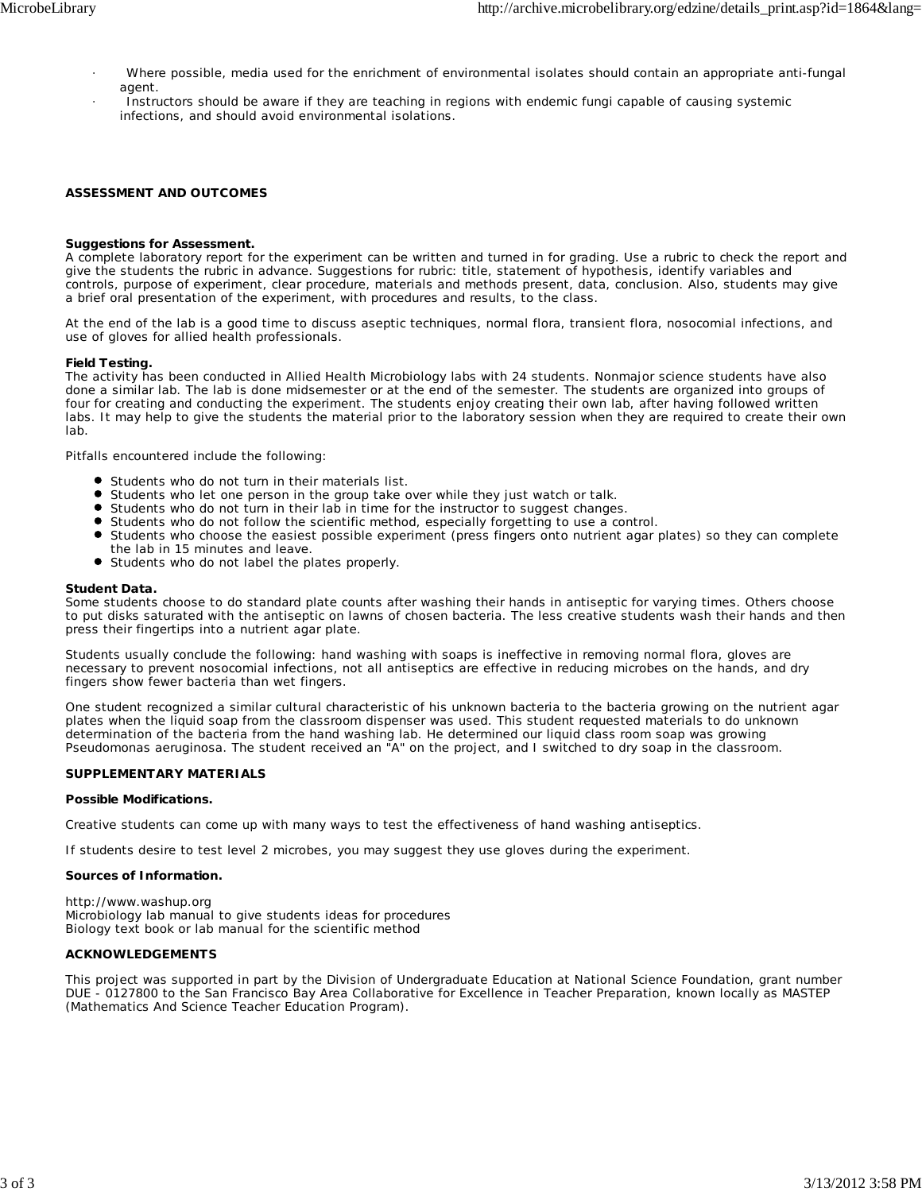- Where possible, media used for the enrichment of environmental isolates should contain an appropriate anti-fungal agent.
- Instructors should be aware if they are teaching in regions with endemic fungi capable of causing systemic infections, and should avoid environmental isolations.

## ASSESSMENT AND OUTCOMES

**Suggestions for Assessment.**
A complete laboratory report for the experiment can be written and turned in for grading. Use a rubric to check the report and give the students the rubric in advance. Suggestions for rubric: title, statement of hypothesis, identify variables and controls, purpose of experiment, clear procedure, materials and methods present, data, conclusion. Also, students may give a brief oral presentation of the experiment, with procedures and results, to the class.

At the end of the lab is a good time to discuss aseptic techniques, normal flora, transient flora, nosocomial infections, and use of gloves for allied health professionals.

**Field Testing.**
The activity has been conducted in Allied Health Microbiology labs with 24 students. Nonmajor science students have also done a similar lab. The lab is done midsemester or at the end of the semester. The students are organized into groups of four for creating and conducting the experiment. The students enjoy creating their own lab, after having followed written labs. It may help to give the students the material prior to the laboratory session when they are required to create their own lab.

Pitfalls encountered include the following:

- Students who do not turn in their materials list.
- Students who let one person in the group take over while they just watch or talk.
- Students who do not turn in their lab in time for the instructor to suggest changes.
- Students who do not follow the scientific method, especially forgetting to use a control.
- Students who choose the easiest possible experiment (press fingers onto nutrient agar plates) so they can complete the lab in 15 minutes and leave.
- Students who do not label the plates properly.

**Student Data.**
Some students choose to do standard plate counts after washing their hands in antiseptic for varying times. Others choose to put disks saturated with the antiseptic on lawns of chosen bacteria. The less creative students wash their hands and then press their fingertips into a nutrient agar plate.

Students usually conclude the following: hand washing with soaps is ineffective in removing normal flora, gloves are necessary to prevent nosocomial infections, not all antiseptics are effective in reducing microbes on the hands, and dry fingers show fewer bacteria than wet fingers.

One student recognized a similar cultural characteristic of his unknown bacteria to the bacteria growing on the nutrient agar plates when the liquid soap from the classroom dispenser was used. This student requested materials to do unknown determination of the bacteria from the hand washing lab. He determined our liquid class room soap was growing Pseudomonas aeruginosa. The student received an "A" on the project, and I switched to dry soap in the classroom.

## SUPPLEMENTARY MATERIALS

**Possible Modifications.**

Creative students can come up with many ways to test the effectiveness of hand washing antiseptics.

If students desire to test level 2 microbes, you may suggest they use gloves during the experiment.

**Sources of Information.**

http://www.washup.org
Microbiology lab manual to give students ideas for procedures
Biology text book or lab manual for the scientific method

## ACKNOWLEDGEMENTS

This project was supported in part by the Division of Undergraduate Education at National Science Foundation, grant number DUE - 0127800 to the San Francisco Bay Area Collaborative for Excellence in Teacher Preparation, known locally as MASTEP (Mathematics And Science Teacher Education Program).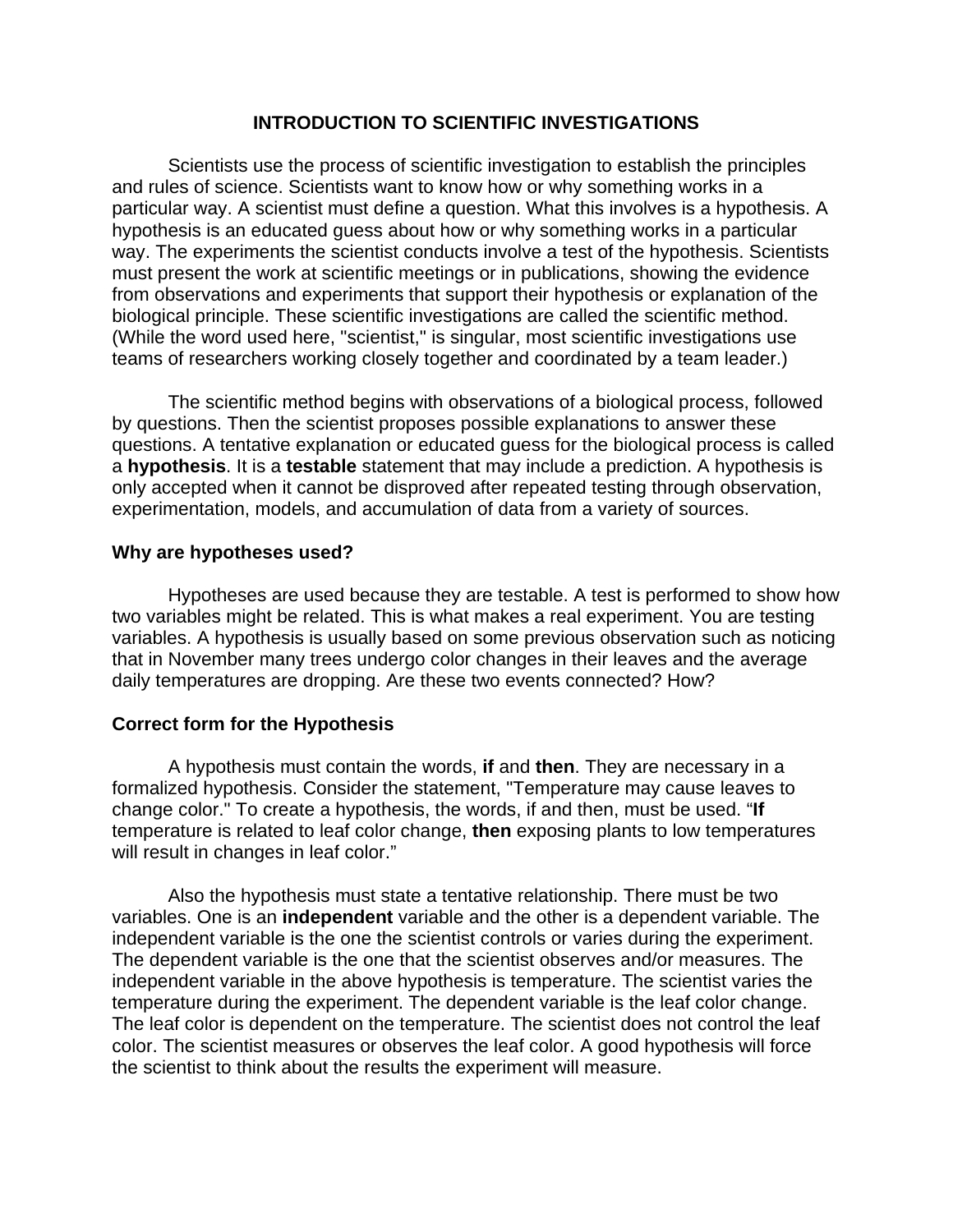# INTRODUCTION TO SCIENTIFIC INVESTIGATIONS

Scientists use the process of scientific investigation to establish the principles and rules of science. Scientists want to know how or why something works in a particular way. A scientist must define a question. What this involves is a hypothesis. A hypothesis is an educated guess about how or why something works in a particular way. The experiments the scientist conducts involve a test of the hypothesis. Scientists must present the work at scientific meetings or in publications, showing the evidence from observations and experiments that support their hypothesis or explanation of the biological principle. These scientific investigations are called the scientific method. (While the word used here, "scientist," is singular, most scientific investigations use teams of researchers working closely together and coordinated by a team leader.)

The scientific method begins with observations of a biological process, followed by questions. Then the scientist proposes possible explanations to answer these questions. A tentative explanation or educated guess for the biological process is called a **hypothesis**. It is a **testable** statement that may include a prediction. A hypothesis is only accepted when it cannot be disproved after repeated testing through observation, experimentation, models, and accumulation of data from a variety of sources.

### Why are hypotheses used?

Hypotheses are used because they are testable. A test is performed to show how two variables might be related. This is what makes a real experiment. You are testing variables. A hypothesis is usually based on some previous observation such as noticing that in November many trees undergo color changes in their leaves and the average daily temperatures are dropping. Are these two events connected? How?

### Correct form for the Hypothesis

A hypothesis must contain the words, **if** and **then**. They are necessary in a formalized hypothesis. Consider the statement, "Temperature may cause leaves to change color." To create a hypothesis, the words, if and then, must be used. "**If** temperature is related to leaf color change, **then** exposing plants to low temperatures will result in changes in leaf color."

Also the hypothesis must state a tentative relationship. There must be two variables. One is an **independent** variable and the other is a dependent variable. The independent variable is the one the scientist controls or varies during the experiment. The dependent variable is the one that the scientist observes and/or measures. The independent variable in the above hypothesis is temperature. The scientist varies the temperature during the experiment. The dependent variable is the leaf color change. The leaf color is dependent on the temperature. The scientist does not control the leaf color. The scientist measures or observes the leaf color. A good hypothesis will force the scientist to think about the results the experiment will measure.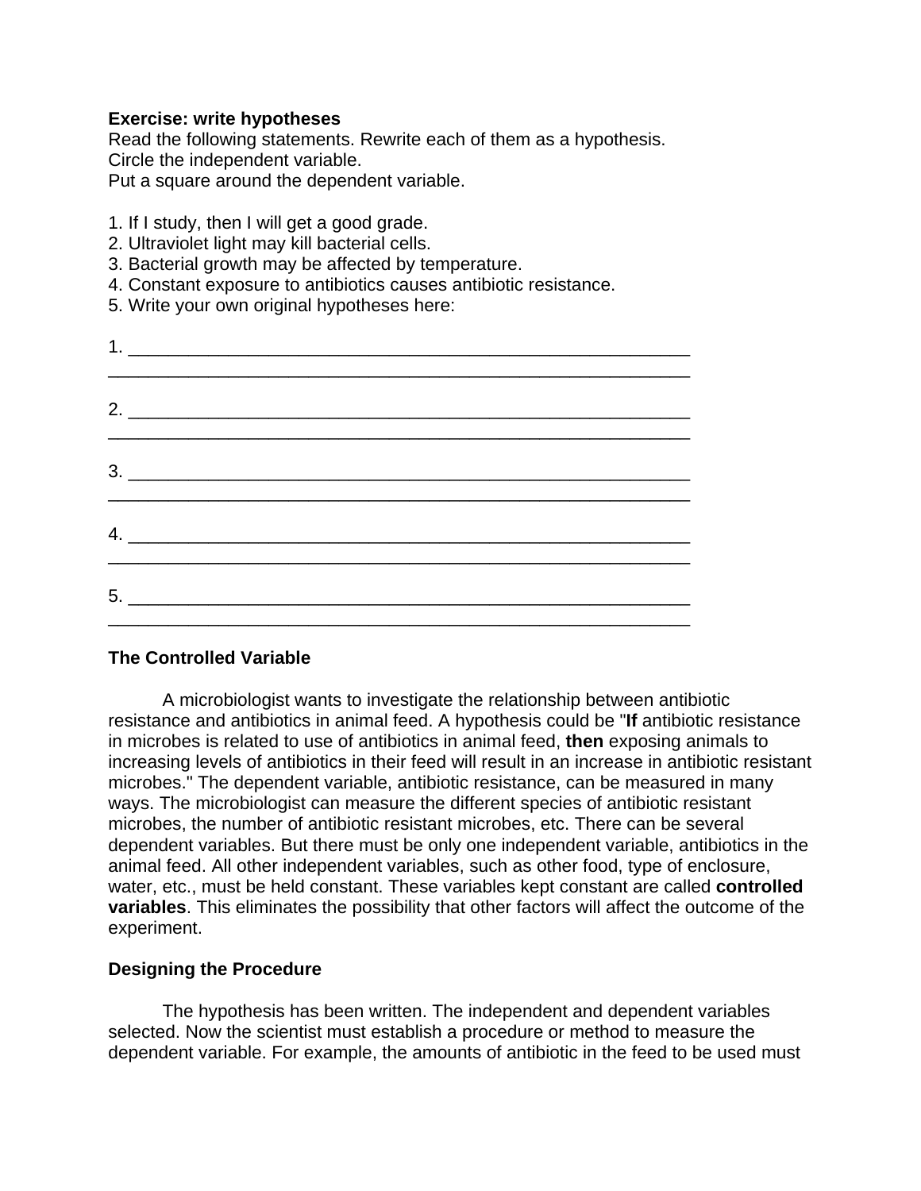**Exercise: write hypotheses**

Read the following statements. Rewrite each of them as a hypothesis.
Circle the independent variable.
Put a square around the dependent variable.

1. If I study, then I will get a good grade.
2. Ultraviolet light may kill bacterial cells.
3. Bacterial growth may be affected by temperature.
4. Constant exposure to antibiotics causes antibiotic resistance.
5. Write your own original hypotheses here:

1. ____________________________________________________________
______________________________________________________________

2. ____________________________________________________________
______________________________________________________________

3. ____________________________________________________________
______________________________________________________________

4. ____________________________________________________________
______________________________________________________________

5. ____________________________________________________________
______________________________________________________________

### The Controlled Variable

A microbiologist wants to investigate the relationship between antibiotic resistance and antibiotics in animal feed. A hypothesis could be "**If** antibiotic resistance in microbes is related to use of antibiotics in animal feed, **then** exposing animals to increasing levels of antibiotics in their feed will result in an increase in antibiotic resistant microbes." The dependent variable, antibiotic resistance, can be measured in many ways. The microbiologist can measure the different species of antibiotic resistant microbes, the number of antibiotic resistant microbes, etc. There can be several dependent variables. But there must be only one independent variable, antibiotics in the animal feed. All other independent variables, such as other food, type of enclosure, water, etc., must be held constant. These variables kept constant are called **controlled variables**. This eliminates the possibility that other factors will affect the outcome of the experiment.

### Designing the Procedure

The hypothesis has been written. The independent and dependent variables selected. Now the scientist must establish a procedure or method to measure the dependent variable. For example, the amounts of antibiotic in the feed to be used must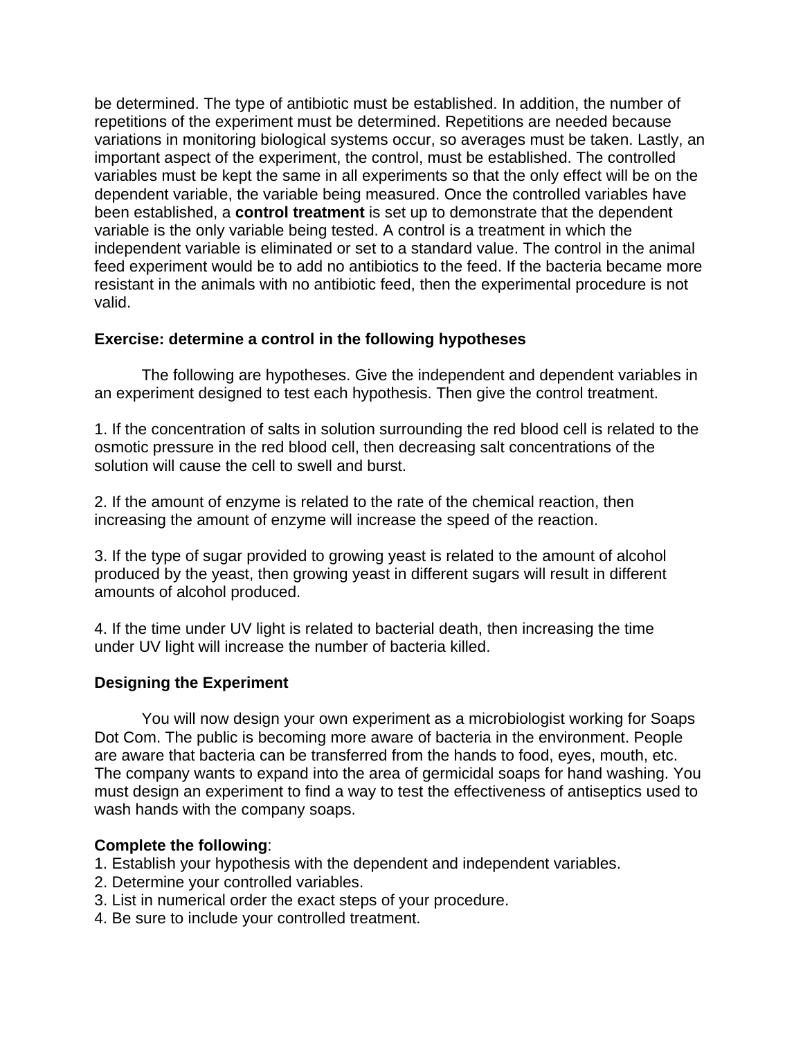be determined. The type of antibiotic must be established. In addition, the number of repetitions of the experiment must be determined. Repetitions are needed because variations in monitoring biological systems occur, so averages must be taken. Lastly, an important aspect of the experiment, the control, must be established. The controlled variables must be kept the same in all experiments so that the only effect will be on the dependent variable, the variable being measured. Once the controlled variables have been established, a **control treatment** is set up to demonstrate that the dependent variable is the only variable being tested. A control is a treatment in which the independent variable is eliminated or set to a standard value. The control in the animal feed experiment would be to add no antibiotics to the feed. If the bacteria became more resistant in the animals with no antibiotic feed, then the experimental procedure is not valid.

**Exercise: determine a control in the following hypotheses**

The following are hypotheses. Give the independent and dependent variables in an experiment designed to test each hypothesis. Then give the control treatment.

1. If the concentration of salts in solution surrounding the red blood cell is related to the osmotic pressure in the red blood cell, then decreasing salt concentrations of the solution will cause the cell to swell and burst.

2. If the amount of enzyme is related to the rate of the chemical reaction, then increasing the amount of enzyme will increase the speed of the reaction.

3. If the type of sugar provided to growing yeast is related to the amount of alcohol produced by the yeast, then growing yeast in different sugars will result in different amounts of alcohol produced.

4. If the time under UV light is related to bacterial death, then increasing the time under UV light will increase the number of bacteria killed.

**Designing the Experiment**

You will now design your own experiment as a microbiologist working for Soaps Dot Com. The public is becoming more aware of bacteria in the environment. People are aware that bacteria can be transferred from the hands to food, eyes, mouth, etc. The company wants to expand into the area of germicidal soaps for hand washing. You must design an experiment to find a way to test the effectiveness of antiseptics used to wash hands with the company soaps.

**Complete the following**:

1. Establish your hypothesis with the dependent and independent variables.
2. Determine your controlled variables.
3. List in numerical order the exact steps of your procedure.
4. Be sure to include your controlled treatment.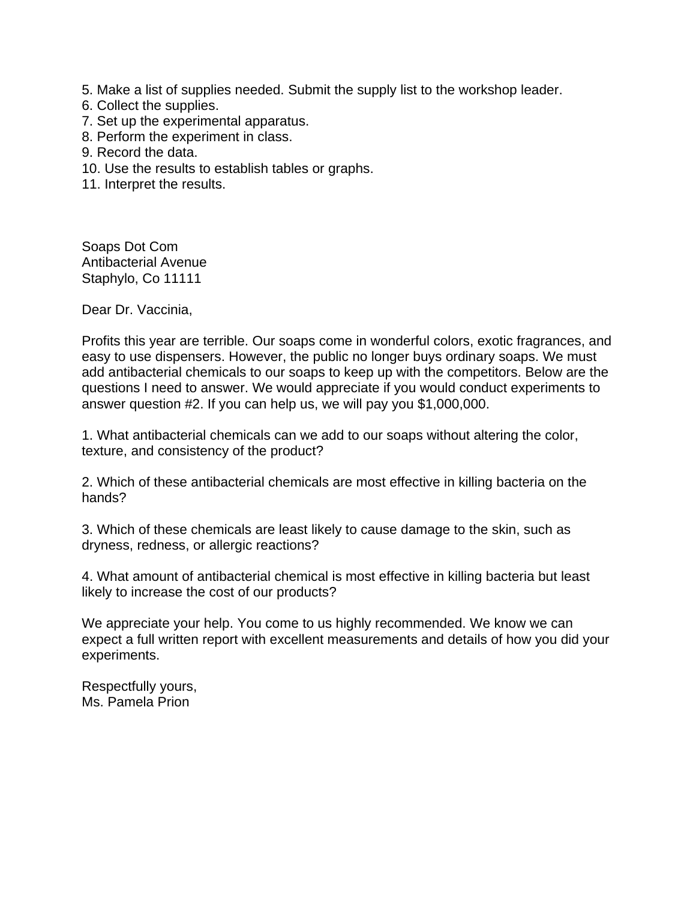5. Make a list of supplies needed. Submit the supply list to the workshop leader.
6. Collect the supplies.
7. Set up the experimental apparatus.
8. Perform the experiment in class.
9. Record the data.
10. Use the results to establish tables or graphs.
11. Interpret the results.

Soaps Dot Com
Antibacterial Avenue
Staphylo, Co 11111

Dear Dr. Vaccinia,

Profits this year are terrible. Our soaps come in wonderful colors, exotic fragrances, and easy to use dispensers. However, the public no longer buys ordinary soaps. We must add antibacterial chemicals to our soaps to keep up with the competitors. Below are the questions I need to answer. We would appreciate if you would conduct experiments to answer question #2. If you can help us, we will pay you $1,000,000.

1. What antibacterial chemicals can we add to our soaps without altering the color, texture, and consistency of the product?

2. Which of these antibacterial chemicals are most effective in killing bacteria on the hands?

3. Which of these chemicals are least likely to cause damage to the skin, such as dryness, redness, or allergic reactions?

4. What amount of antibacterial chemical is most effective in killing bacteria but least likely to increase the cost of our products?

We appreciate your help. You come to us highly recommended. We know we can expect a full written report with excellent measurements and details of how you did your experiments.

Respectfully yours,
Ms. Pamela Prion